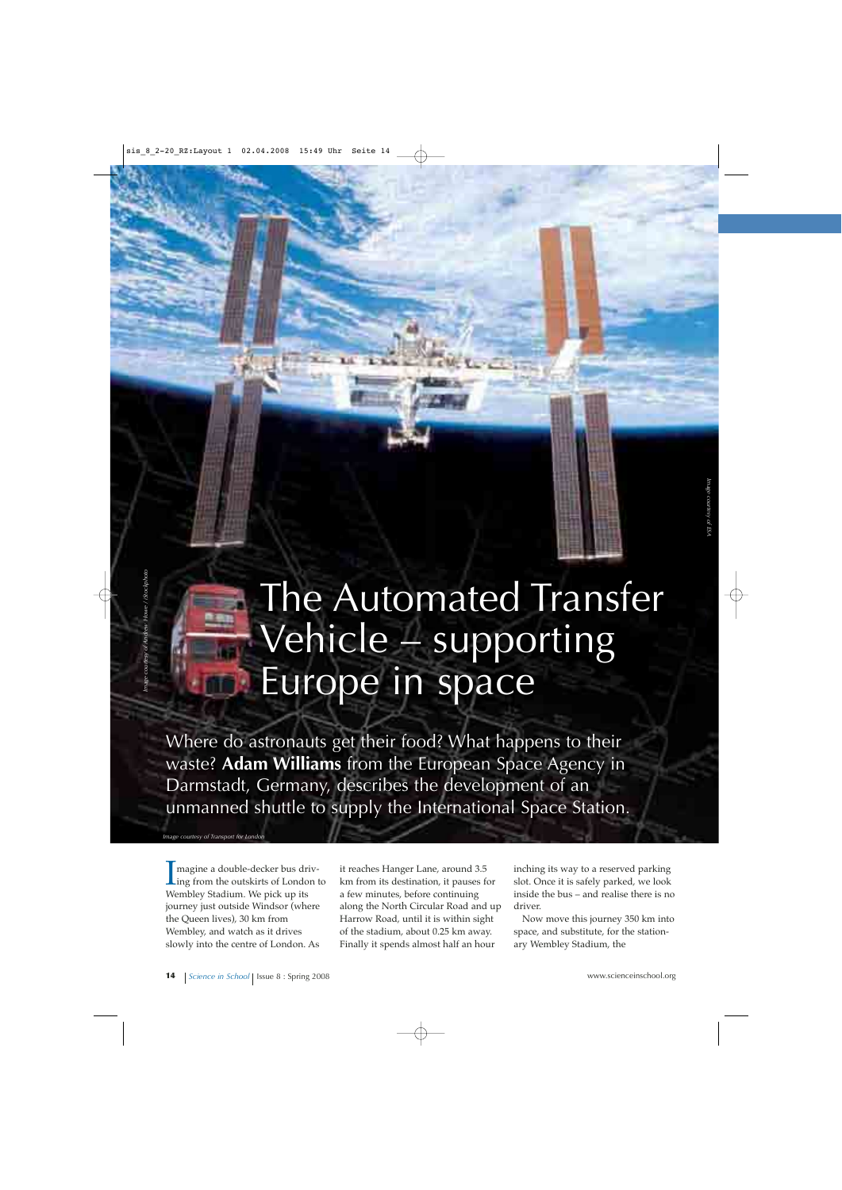# The Automated Transfer Vehicle – supporting Europe in space

Where do astronauts get their food? What happens to their waste? **Adam Williams** from the European Space Agency in Darmstadt, Germany, describes the development of an unmanned shuttle to supply the International Space Station.

*Image courtesy of Transport for London*

*Image courtesy of Andrew Howe / iStockphoto*

*Image courtesy of ESA*

Imagine a double-decker bus driving from the outskirts of London to Wembley Stadium. We pick up its journey just outside Windsor (where the Queen lives), 30 km from Wembley, and watch as it drives slowly into the centre of London. As it reaches Hanger Lane, around 3.5 km from its destination, it pauses for a few minutes, before continuing along the North Circular Road and up Harrow Road, until it is within sight of the stadium, about 0.25 km away. Finally it spends almost half an hour inching its way to a reserved parking slot. Once it is safely parked, we look inside the bus – and realise there is no driver.

Now move this journey 350 km into space, and substitute, for the stationary Wembley Stadium, the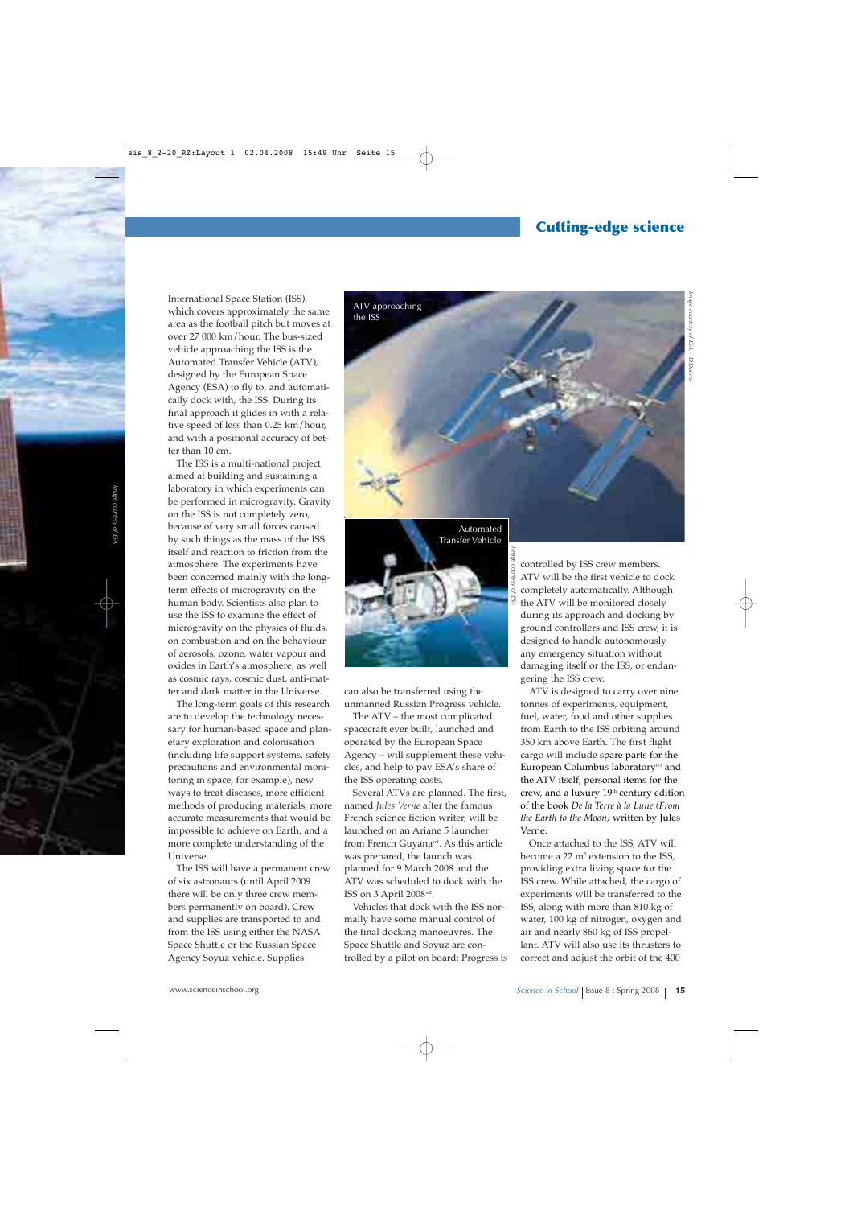International Space Station (ISS), which covers approximately the same area as the football pitch but moves at over 27 000 km/hour. The bus-sized vehicle approaching the ISS is the Automated Transfer Vehicle (ATV), designed by the European Space Agency (ESA) to fly to, and automatically dock with, the ISS. During its final approach it glides in with a relative speed of less than 0.25 km/hour, and with a positional accuracy of better than 10 cm.

The ISS is a multi-national project aimed at building and sustaining a laboratory in which experiments can be performed in microgravity. Gravity on the ISS is not completely zero, because of very small forces caused by such things as the mass of the ISS itself and reaction to friction from the atmosphere. The experiments have been concerned mainly with the long-term effects of microgravity on the human body. Scientists also plan to use the ISS to examine the effect of microgravity on the physics of fluids, on combustion and on the behaviour of aerosols, ozone, water vapour and oxides in Earth's atmosphere, as well as cosmic rays, cosmic dust, anti-matter and dark matter in the Universe.

The long-term goals of this research are to develop the technology necessary for human-based space and planetary exploration and colonisation (including life support systems, safety precautions and environmental monitoring in space, for example), new ways to treat diseases, more efficient methods of producing materials, more accurate measurements that would be impossible to achieve on Earth, and a more complete understanding of the Universe.

The ISS will have a permanent crew of six astronauts (until April 2009 there will be only three crew members permanently on board). Crew and supplies are transported to and from the ISS using either the NASA Space Shuttle or the Russian Space Agency Soyuz vehicle. Supplies can also be transferred using the unmanned Russian Progress vehicle.

ATV approaching the ISS

Image courtesy of ESA – D Ducros

Automated Transfer Vehicle

Image courtesy of ESA

The ATV – the most complicated spacecraft ever built, launched and operated by the European Space Agency – will supplement these vehicles, and help to pay ESA's share of the ISS operating costs.

Several ATVs are planned. The first, named *Jules Verne* after the famous French science fiction writer, will be launched on an Ariane 5 launcher from French Guyana[w1]. As this article was prepared, the launch was planned for 9 March 2008 and the ATV was scheduled to dock with the ISS on 3 April 2008[w2].

Vehicles that dock with the ISS normally have some manual control of the final docking manoeuvres. The Space Shuttle and Soyuz are controlled by a pilot on board; Progress is controlled by ISS crew members. ATV will be the first vehicle to dock completely automatically. Although the ATV will be monitored closely during its approach and docking by ground controllers and ISS crew, it is designed to handle autonomously any emergency situation without damaging itself or the ISS, or endangering the ISS crew.

ATV is designed to carry over nine tonnes of experiments, equipment, fuel, water, food and other supplies from Earth to the ISS orbiting around 350 km above Earth. The first flight cargo will include spare parts for the European Columbus laboratory[w3] and the ATV itself, personal items for the crew, and a luxury 19th century edition of the book *De la Terre à la Lune (From the Earth to the Moon)* written by Jules Verne.

Once attached to the ISS, ATV will become a 22 m$^3$ extension to the ISS, providing extra living space for the ISS crew. While attached, the cargo of experiments will be transferred to the ISS, along with more than 810 kg of water, 100 kg of nitrogen, oxygen and air and nearly 860 kg of ISS propellant. ATV will also use its thrusters to correct and adjust the orbit of the 400

Image courtesy of ESA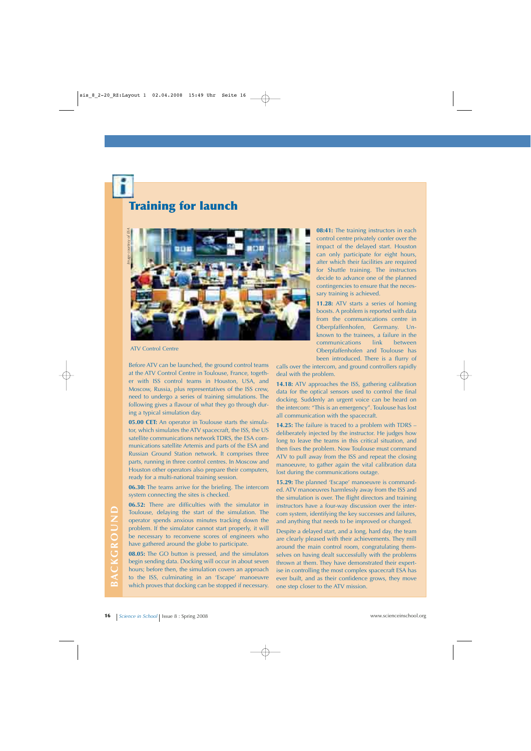# Training for launch

ATV Control Centre

Before ATV can be launched, the ground control teams at the ATV Control Centre in Toulouse, France, together with ISS control teams in Houston, USA, and Moscow, Russia, plus representatives of the ISS crew, need to undergo a series of training simulations. The following gives a flavour of what they go through during a typical simulation day.

**05.00 CET:** An operator in Toulouse starts the simulator, which simulates the ATV spacecraft, the ISS, the US satellite communications network TDRS, the ESA communications satellite Artemis and parts of the ESA and Russian Ground Station network. It comprises three parts, running in three control centres. In Moscow and Houston other operators also prepare their computers, ready for a multi-national training session.

**06.30:** The teams arrive for the briefing. The intercom system connecting the sites is checked.

**06.52:** There are difficulties with the simulator in Toulouse, delaying the start of the simulation. The operator spends anxious minutes tracking down the problem. If the simulator cannot start properly, it will be necessary to reconvene scores of engineers who have gathered around the globe to participate.

**08.05:** The GO button is pressed, and the simulators begin sending data. Docking will occur in about seven hours; before then, the simulation covers an approach to the ISS, culminating in an 'Escape' manoeuvre which proves that docking can be stopped if necessary.

**08:41:** The training instructors in each control centre privately confer over the impact of the delayed start. Houston can only participate for eight hours, after which their facilities are required for Shuttle training. The instructors decide to advance one of the planned contingencies to ensure that the necessary training is achieved.

**11.28:** ATV starts a series of homing boosts. A problem is reported with data from the communications centre in Oberpfaffenhofen, Germany. Unknown to the trainees, a failure in the communications link between Oberpfaffenhofen and Toulouse has been introduced. There is a flurry of calls over the intercom, and ground controllers rapidly deal with the problem.

**14.18:** ATV approaches the ISS, gathering calibration data for the optical sensors used to control the final docking. Suddenly an urgent voice can be heard on the intercom: "This is an emergency". Toulouse has lost all communication with the spacecraft.

**14.25:** The failure is traced to a problem with TDRS – deliberately injected by the instructor. He judges how long to leave the teams in this critical situation, and then fixes the problem. Now Toulouse must command ATV to pull away from the ISS and repeat the closing manoeuvre, to gather again the vital calibration data lost during the communications outage.

**15.29:** The planned 'Escape' manoeuvre is commanded. ATV manoeuvres harmlessly away from the ISS and the simulation is over. The flight directors and training instructors have a four-way discussion over the intercom system, identifying the key successes and failures, and anything that needs to be improved or changed.

Despite a delayed start, and a long, hard day, the team are clearly pleased with their achievements. They mill around the main control room, congratulating themselves on having dealt successfully with the problems thrown at them. They have demonstrated their expertise in controlling the most complex spacecraft ESA has ever built, and as their confidence grows, they move one step closer to the ATV mission.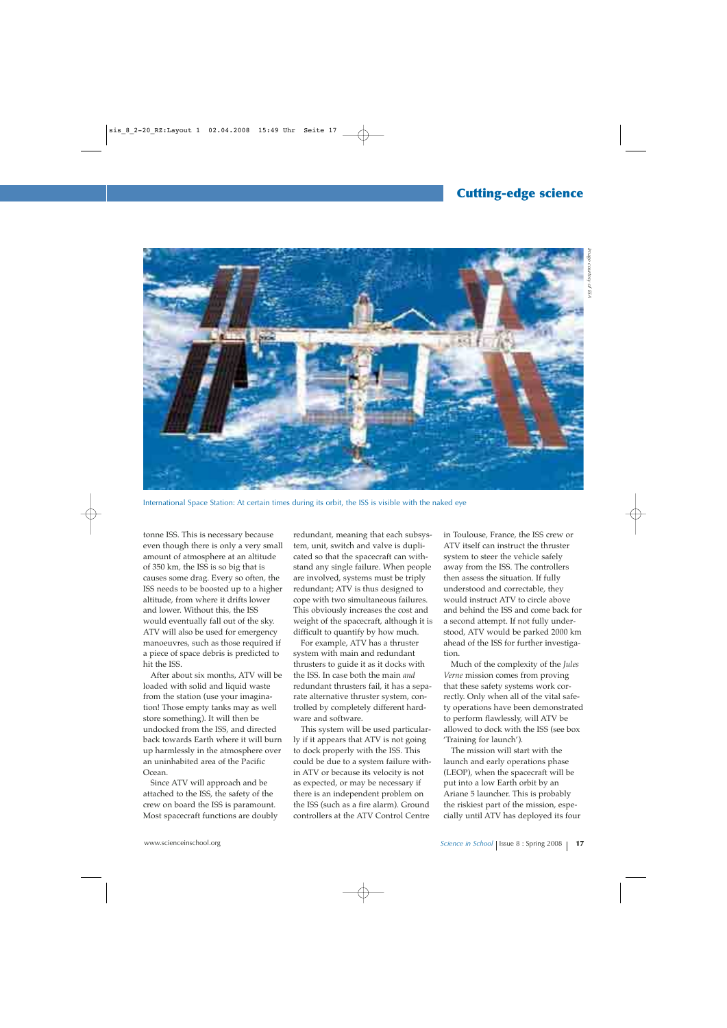International Space Station: At certain times during its orbit, the ISS is visible with the naked eye

tonne ISS. This is necessary because even though there is only a very small amount of atmosphere at an altitude of 350 km, the ISS is so big that is causes some drag. Every so often, the ISS needs to be boosted up to a higher altitude, from where it drifts lower and lower. Without this, the ISS would eventually fall out of the sky. ATV will also be used for emergency manoeuvres, such as those required if a piece of space debris is predicted to hit the ISS.

After about six months, ATV will be loaded with solid and liquid waste from the station (use your imagination! Those empty tanks may as well store something). It will then be undocked from the ISS, and directed back towards Earth where it will burn up harmlessly in the atmosphere over an uninhabited area of the Pacific Ocean.

Since ATV will approach and be attached to the ISS, the safety of the crew on board the ISS is paramount. Most spacecraft functions are doubly redundant, meaning that each subsystem, unit, switch and valve is duplicated so that the spacecraft can withstand any single failure. When people are involved, systems must be triply redundant; ATV is thus designed to cope with two simultaneous failures. This obviously increases the cost and weight of the spacecraft, although it is difficult to quantify by how much.

For example, ATV has a thruster system with main and redundant thrusters to guide it as it docks with the ISS. In case both the main *and* redundant thrusters fail, it has a separate alternative thruster system, controlled by completely different hardware and software.

This system will be used particularly if it appears that ATV is not going to dock properly with the ISS. This could be due to a system failure within ATV or because its velocity is not as expected, or may be necessary if there is an independent problem on the ISS (such as a fire alarm). Ground controllers at the ATV Control Centre in Toulouse, France, the ISS crew or ATV itself can instruct the thruster system to steer the vehicle safely away from the ISS. The controllers then assess the situation. If fully understood and correctable, they would instruct ATV to circle above and behind the ISS and come back for a second attempt. If not fully understood, ATV would be parked 2000 km ahead of the ISS for further investigation.

Much of the complexity of the *Jules Verne* mission comes from proving that these safety systems work correctly. Only when all of the vital safety operations have been demonstrated to perform flawlessly, will ATV be allowed to dock with the ISS (see box 'Training for launch').

The mission will start with the launch and early operations phase (LEOP), when the spacecraft will be put into a low Earth orbit by an Ariane 5 launcher. This is probably the riskiest part of the mission, especially until ATV has deployed its four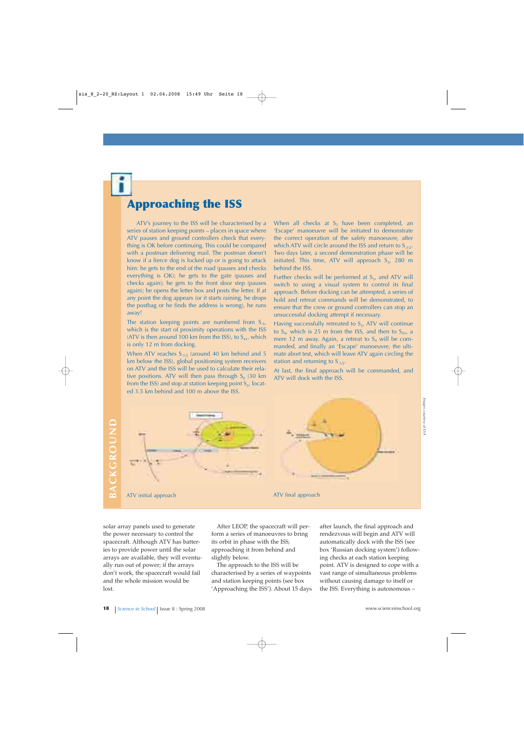## Approaching the ISS

ATV's journey to the ISS will be characterised by a series of station keeping points – places in space where ATV pauses and ground controllers check that everything is OK before continuing. This could be compared with a postman delivering mail. The postman doesn't know if a fierce dog is locked up or is going to attack him: he gets to the end of the road (pauses and checks everything is OK); he gets to the gate (pauses and checks again); he gets to the front door step (pauses again); he opens the letter box and posts the letter. If at any point the dog appears (or it starts raining, he drops the postbag or he finds the address is wrong), he runs away!

The station keeping points are numbered from $S_{-5}$, which is the start of proximity operations with the ISS (ATV is then around 100 km from the ISS), to $S_{41}$, which is only 12 m from docking.

When ATV reaches $S_{-1/2}$ (around 40 km behind and 5 km below the ISS), global positioning system receivers on ATV and the ISS will be used to calculate their relative positions. ATV will then pass through $S_0$ (30 km from the ISS) and stop at station keeping point $S_2$, located 3.5 km behind and 100 m above the ISS.

When all checks at $S_2$ have been completed, an 'Escape' manoeuvre will be initiated to demonstrate the correct operation of the safety manoeuvre, after which ATV will circle around the ISS and return to $S_{-1/2}$. Two days later, a second demonstration phase will be initiated. This time, ATV will approach $S_3$, 280 m behind the ISS.

Further checks will be performed at $S_3$, and ATV will switch to using a visual system to control its final approach. Before docking can be attempted, a series of hold and retreat commands will be demonstrated, to ensure that the crew or ground controllers can stop an unsuccessful docking attempt if necessary.

Having successfully retreated to $S_3$, ATV will continue to $S_4$, which is 25 m from the ISS, and then to $S_{41}$, a mere 12 m away. Again, a retreat to $S_4$ will be commanded, and finally an 'Escape' manoeuvre, the ultimate abort test, which will leave ATV again circling the station and returning to $S_{-1/2}$.

At last, the final approach will be commanded, and ATV will dock with the ISS.

ATV initial approach

ATV final approach

*Images courtesy of ESA*

solar array panels used to generate the power necessary to control the spacecraft. Although ATV has batteries to provide power until the solar arrays are available, they will eventually run out of power; if the arrays don't work, the spacecraft would fail and the whole mission would be lost.

After LEOP, the spacecraft will perform a series of manoeuvres to bring its orbit in phase with the ISS, approaching it from behind and slightly below.

The approach to the ISS will be characterised by a series of waypoints and station keeping points (see box 'Approaching the ISS'). About 15 days after launch, the final approach and rendezvous will begin and ATV will automatically dock with the ISS (see box 'Russian docking system') following checks at each station keeping point. ATV is designed to cope with a vast range of simultaneous problems without causing damage to itself or the ISS. Everything is autonomous –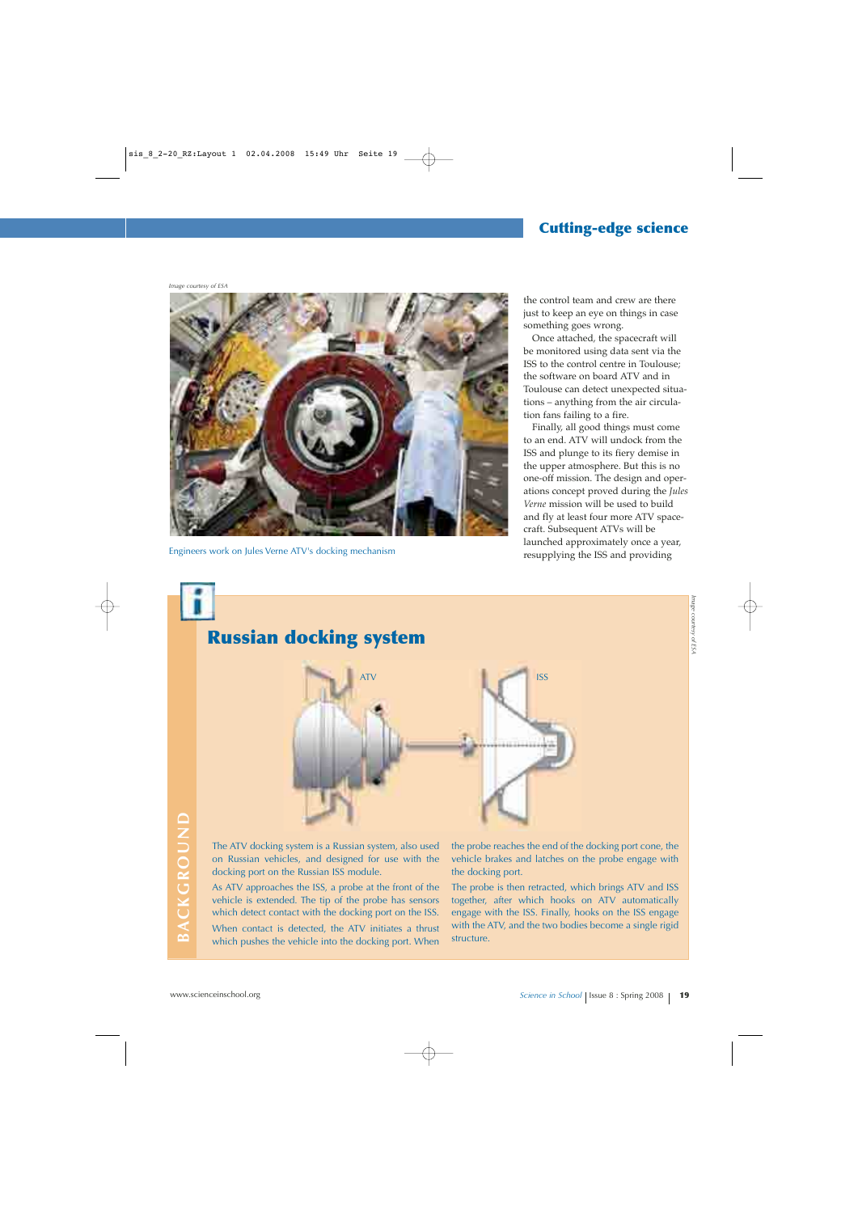Engineers work on Jules Verne ATV's docking mechanism

the control team and crew are there just to keep an eye on things in case something goes wrong.

Once attached, the spacecraft will be monitored using data sent via the ISS to the control centre in Toulouse; the software on board ATV and in Toulouse can detect unexpected situations – anything from the air circulation fans failing to a fire.

Finally, all good things must come to an end. ATV will undock from the ISS and plunge to its fiery demise in the upper atmosphere. But this is no one-off mission. The design and operations concept proved during the *Jules Verne* mission will be used to build and fly at least four more ATV spacecraft. Subsequent ATVs will be launched approximately once a year, resupplying the ISS and providing

## Russian docking system

The ATV docking system is a Russian system, also used on Russian vehicles, and designed for use with the docking port on the Russian ISS module.

As ATV approaches the ISS, a probe at the front of the vehicle is extended. The tip of the probe has sensors which detect contact with the docking port on the ISS.

When contact is detected, the ATV initiates a thrust which pushes the vehicle into the docking port. When the probe reaches the end of the docking port cone, the vehicle brakes and latches on the probe engage with the docking port.

The probe is then retracted, which brings ATV and ISS together, after which hooks on ATV automatically engage with the ISS. Finally, hooks on the ISS engage with the ATV, and the two bodies become a single rigid structure.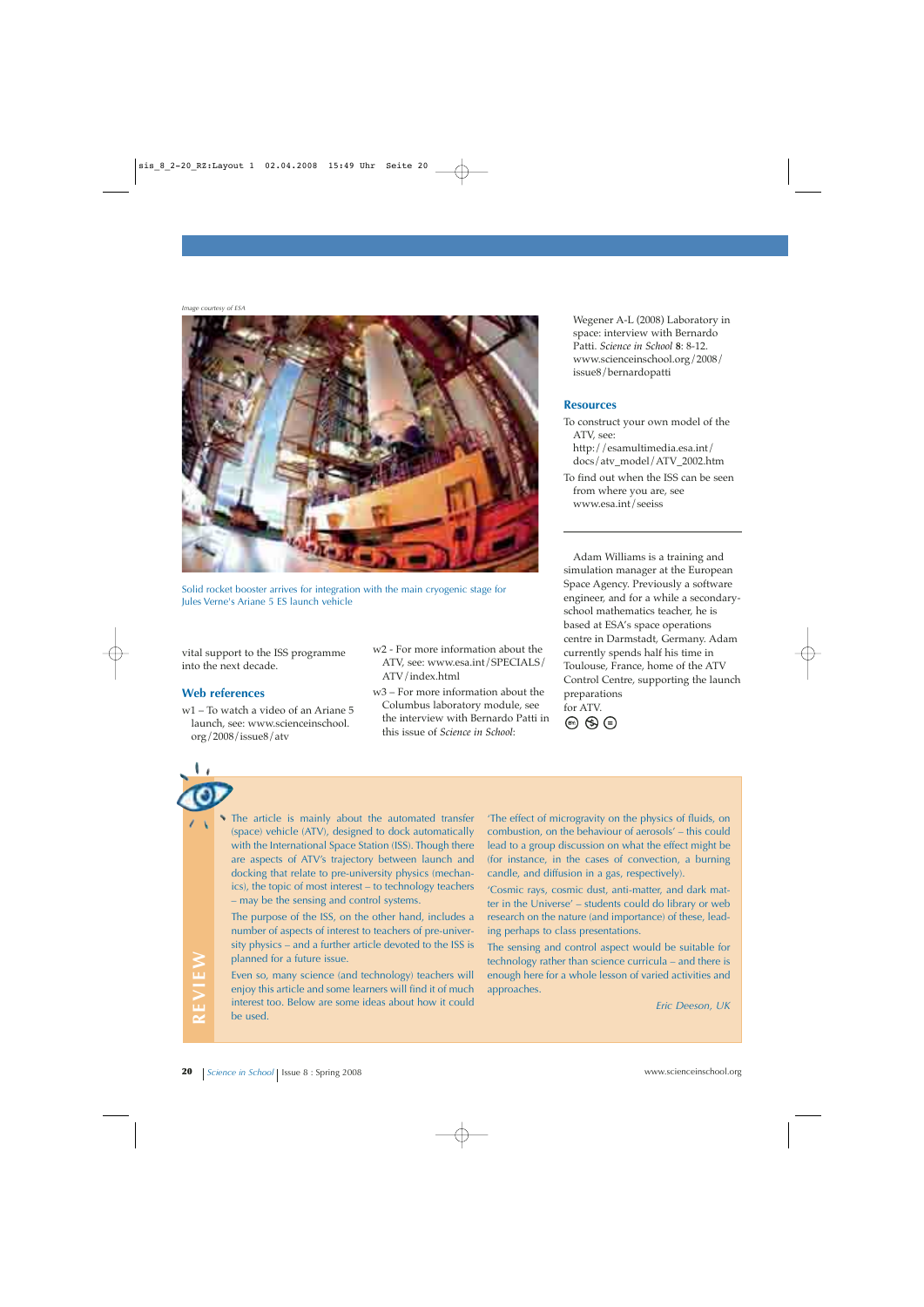Image courtesy of ESA

Solid rocket booster arrives for integration with the main cryogenic stage for Jules Verne's Ariane 5 ES launch vehicle

vital support to the ISS programme into the next decade.

## Web references

w1 – To watch a video of an Ariane 5 launch, see: www.scienceinschool.org/2008/issue8/atv

w2 - For more information about the ATV, see: www.esa.int/SPECIALS/ATV/index.html

w3 – For more information about the Columbus laboratory module, see the interview with Bernardo Patti in this issue of *Science in School*:

Wegener A-L (2008) Laboratory in space: interview with Bernardo Patti. *Science in School* **8**: 8-12. www.scienceinschool.org/2008/issue8/bernardopatti

## Resources

To construct your own model of the ATV, see: http://esamultimedia.esa.int/docs/atv_model/ATV_2002.htm

To find out when the ISS can be seen from where you are, see www.esa.int/seeiss

---

Adam Williams is a training and simulation manager at the European Space Agency. Previously a software engineer, and for a while a secondary-school mathematics teacher, he is based at ESA's space operations centre in Darmstadt, Germany. Adam currently spends half his time in Toulouse, France, home of the ATV Control Centre, supporting the launch preparations for ATV.

## REVIEW

The article is mainly about the automated transfer (space) vehicle (ATV), designed to dock automatically with the International Space Station (ISS). Though there are aspects of ATV's trajectory between launch and docking that relate to pre-university physics (mechanics), the topic of most interest – to technology teachers – may be the sensing and control systems.

The purpose of the ISS, on the other hand, includes a number of aspects of interest to teachers of pre-university physics – and a further article devoted to the ISS is planned for a future issue.

Even so, many science (and technology) teachers will enjoy this article and some learners will find it of much interest too. Below are some ideas about how it could be used.

'The effect of microgravity on the physics of fluids, on combustion, on the behaviour of aerosols' – this could lead to a group discussion on what the effect might be (for instance, in the cases of convection, a burning candle, and diffusion in a gas, respectively).

'Cosmic rays, cosmic dust, anti-matter, and dark matter in the Universe' – students could do library or web research on the nature (and importance) of these, leading perhaps to class presentations.

The sensing and control aspect would be suitable for technology rather than science curricula – and there is enough here for a whole lesson of varied activities and approaches.

*Eric Deeson, UK*